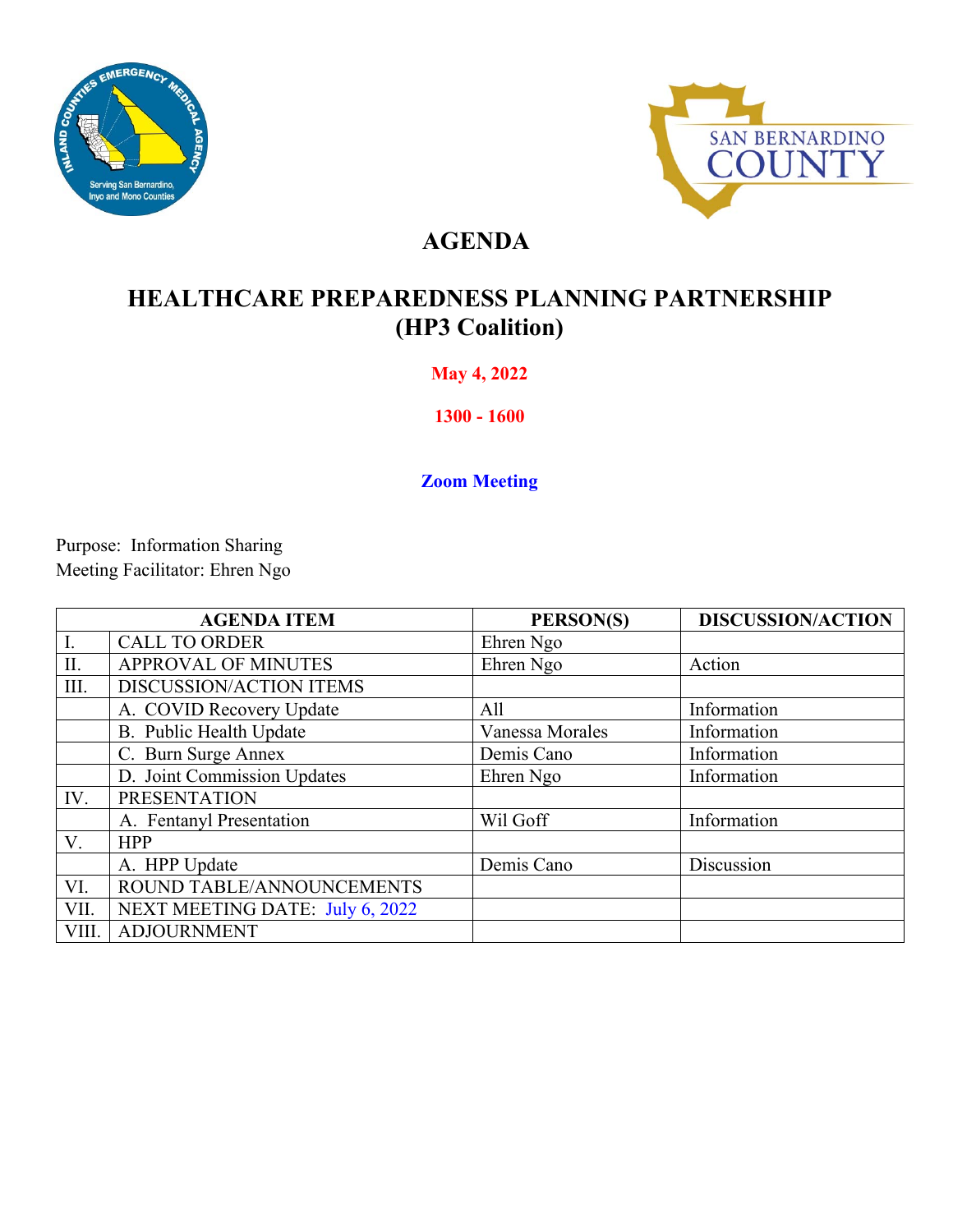# AGENDA

## HEALTHCARE PREPAREDNESS PLANNING PARTNERSHIP (HP3 Coalition)

**May 4, 2022**

**1300 - 1600**

**Zoom Meeting**

Purpose: Information Sharing
Meeting Facilitator: Ehren Ngo

| AGENDA ITEM | | PERSON(S) | DISCUSSION/ACTION |
|---|---|---|---|
| I. | CALL TO ORDER | Ehren Ngo | |
| II. | APPROVAL OF MINUTES | Ehren Ngo | Action |
| III. | DISCUSSION/ACTION ITEMS | | |
| | A. COVID Recovery Update | All | Information |
| | B. Public Health Update | Vanessa Morales | Information |
| | C. Burn Surge Annex | Demis Cano | Information |
| | D. Joint Commission Updates | Ehren Ngo | Information |
| IV. | PRESENTATION | | |
| | A. Fentanyl Presentation | Wil Goff | Information |
| V. | HPP | | |
| | A. HPP Update | Demis Cano | Discussion |
| VI. | ROUND TABLE/ANNOUNCEMENTS | | |
| VII. | NEXT MEETING DATE: July 6, 2022 | | |
| VIII. | ADJOURNMENT | | |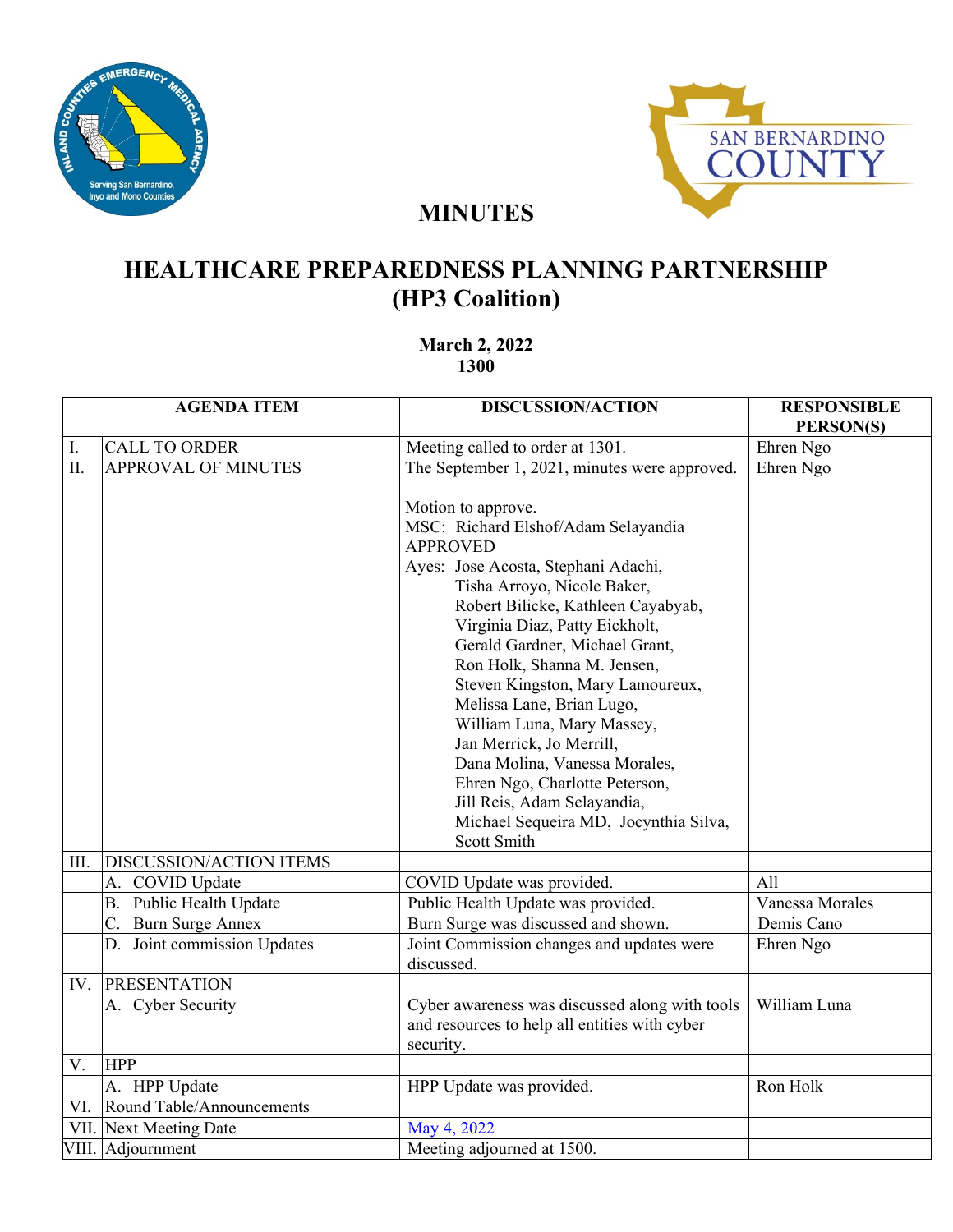# MINUTES

# HEALTHCARE PREPAREDNESS PLANNING PARTNERSHIP (HP3 Coalition)

**March 2, 2022**
**1300**

| AGENDA ITEM | | DISCUSSION/ACTION | RESPONSIBLE PERSON(S) |
|---|---|---|---|
| I. | CALL TO ORDER | Meeting called to order at 1301. | Ehren Ngo |
| II. | APPROVAL OF MINUTES | The September 1, 2021, minutes were approved.<br><br>Motion to approve.<br>MSC: Richard Elshof/Adam Selayandia<br>APPROVED<br>Ayes: Jose Acosta, Stephani Adachi, Tisha Arroyo, Nicole Baker, Robert Bilicke, Kathleen Cayabyab, Virginia Diaz, Patty Eickholt, Gerald Gardner, Michael Grant, Ron Holk, Shanna M. Jensen, Steven Kingston, Mary Lamoureux, Melissa Lane, Brian Lugo, William Luna, Mary Massey, Jan Merrick, Jo Merrill, Dana Molina, Vanessa Morales, Ehren Ngo, Charlotte Peterson, Jill Reis, Adam Selayandia, Michael Sequeira MD, Jocynthia Silva, Scott Smith | Ehren Ngo |
| III. | DISCUSSION/ACTION ITEMS | | |
| | A. COVID Update | COVID Update was provided. | All |
| | B. Public Health Update | Public Health Update was provided. | Vanessa Morales |
| | C. Burn Surge Annex | Burn Surge was discussed and shown. | Demis Cano |
| | D. Joint commission Updates | Joint Commission changes and updates were discussed. | Ehren Ngo |
| IV. | PRESENTATION | | |
| | A. Cyber Security | Cyber awareness was discussed along with tools and resources to help all entities with cyber security. | William Luna |
| V. | HPP | | |
| | A. HPP Update | HPP Update was provided. | Ron Holk |
| VI. | Round Table/Announcements | | |
| VII. | Next Meeting Date | May 4, 2022 | |
| VIII. | Adjournment | Meeting adjourned at 1500. | |